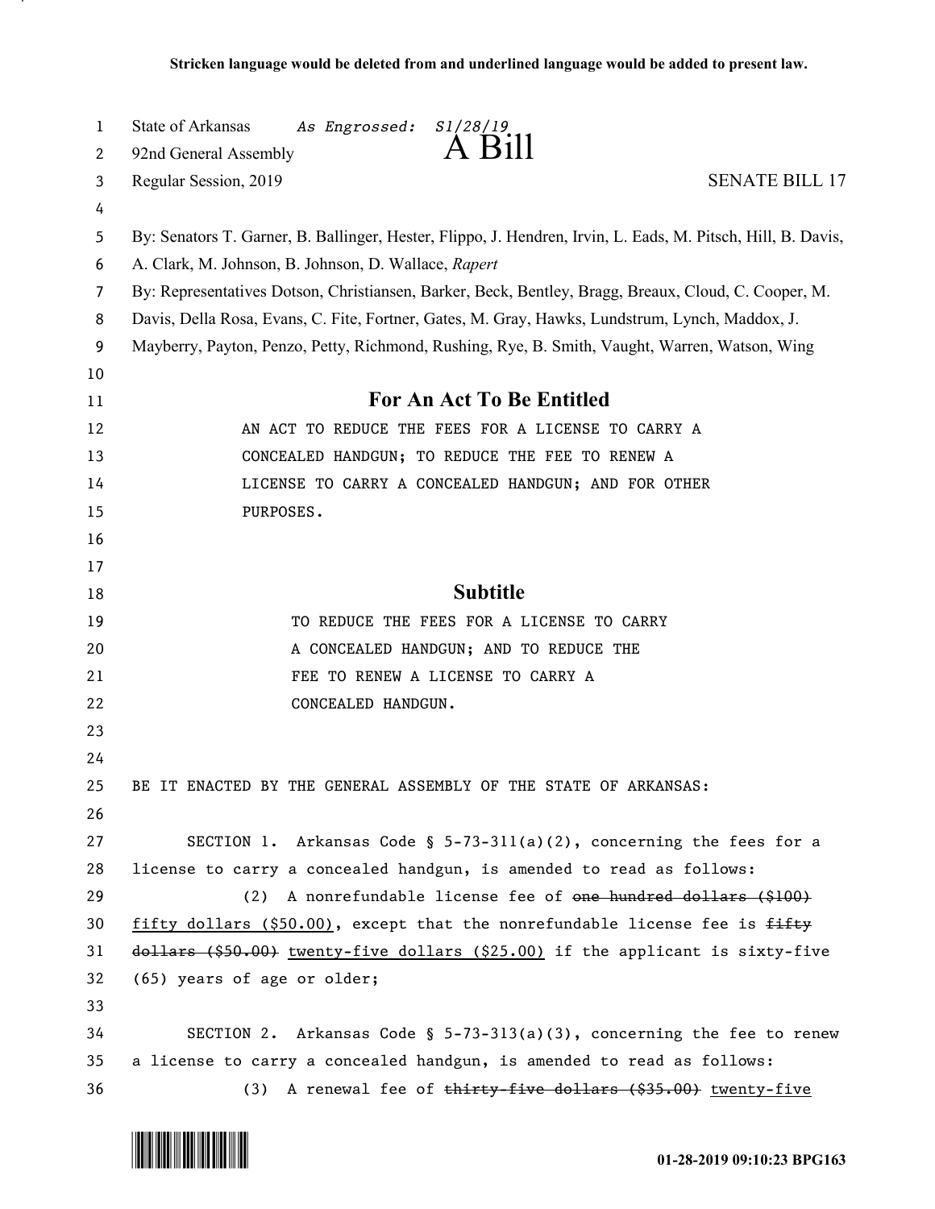Stricken language would be deleted from and underlined language would be added to present law.

State of Arkansas *As Engrossed: S1/28/19*
92nd General Assembly

# A Bill

Regular Session, 2019 SENATE BILL 17

By: Senators T. Garner, B. Ballinger, Hester, Flippo, J. Hendren, Irvin, L. Eads, M. Pitsch, Hill, B. Davis, A. Clark, M. Johnson, B. Johnson, D. Wallace, *Rapert*
By: Representatives Dotson, Christiansen, Barker, Beck, Bentley, Bragg, Breaux, Cloud, C. Cooper, M. Davis, Della Rosa, Evans, C. Fite, Fortner, Gates, M. Gray, Hawks, Lundstrum, Lynch, Maddox, J. Mayberry, Payton, Penzo, Petty, Richmond, Rushing, Rye, B. Smith, Vaught, Warren, Watson, Wing

## For An Act To Be Entitled

AN ACT TO REDUCE THE FEES FOR A LICENSE TO CARRY A CONCEALED HANDGUN; TO REDUCE THE FEE TO RENEW A LICENSE TO CARRY A CONCEALED HANDGUN; AND FOR OTHER PURPOSES.

## Subtitle

TO REDUCE THE FEES FOR A LICENSE TO CARRY A CONCEALED HANDGUN; AND TO REDUCE THE FEE TO RENEW A LICENSE TO CARRY A CONCEALED HANDGUN.

BE IT ENACTED BY THE GENERAL ASSEMBLY OF THE STATE OF ARKANSAS:

SECTION 1. Arkansas Code § 5-73-311(a)(2), concerning the fees for a license to carry a concealed handgun, is amended to read as follows:

(2) A nonrefundable license fee of ~~one hundred dollars ($100)~~ <u>fifty dollars ($50.00)</u>, except that the nonrefundable license fee is ~~fifty dollars ($50.00)~~ <u>twenty-five dollars ($25.00)</u> if the applicant is sixty-five (65) years of age or older;

SECTION 2. Arkansas Code § 5-73-313(a)(3), concerning the fee to renew a license to carry a concealed handgun, is amended to read as follows:

(3) A renewal fee of ~~thirty-five dollars ($35.00)~~ <u>twenty-five</u>

01-28-2019 09:10:23 BPG163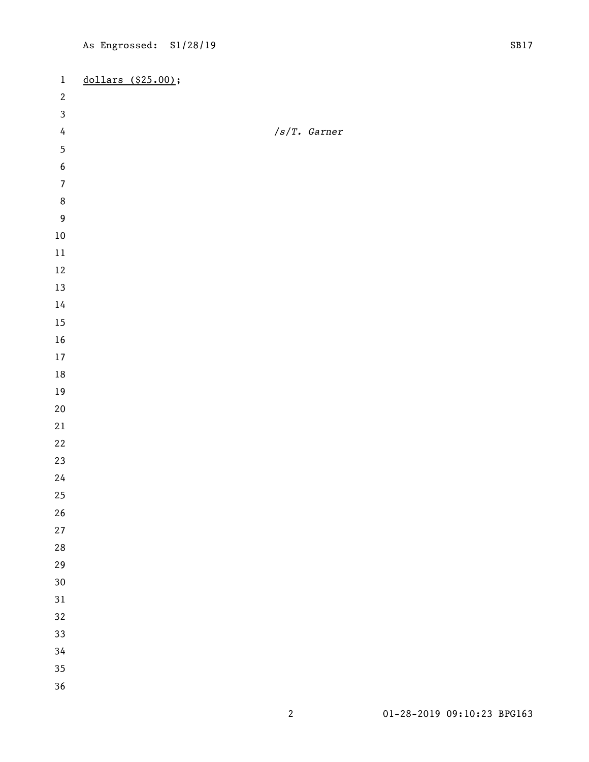dollars ($25.00);

*/s/T. Garner*